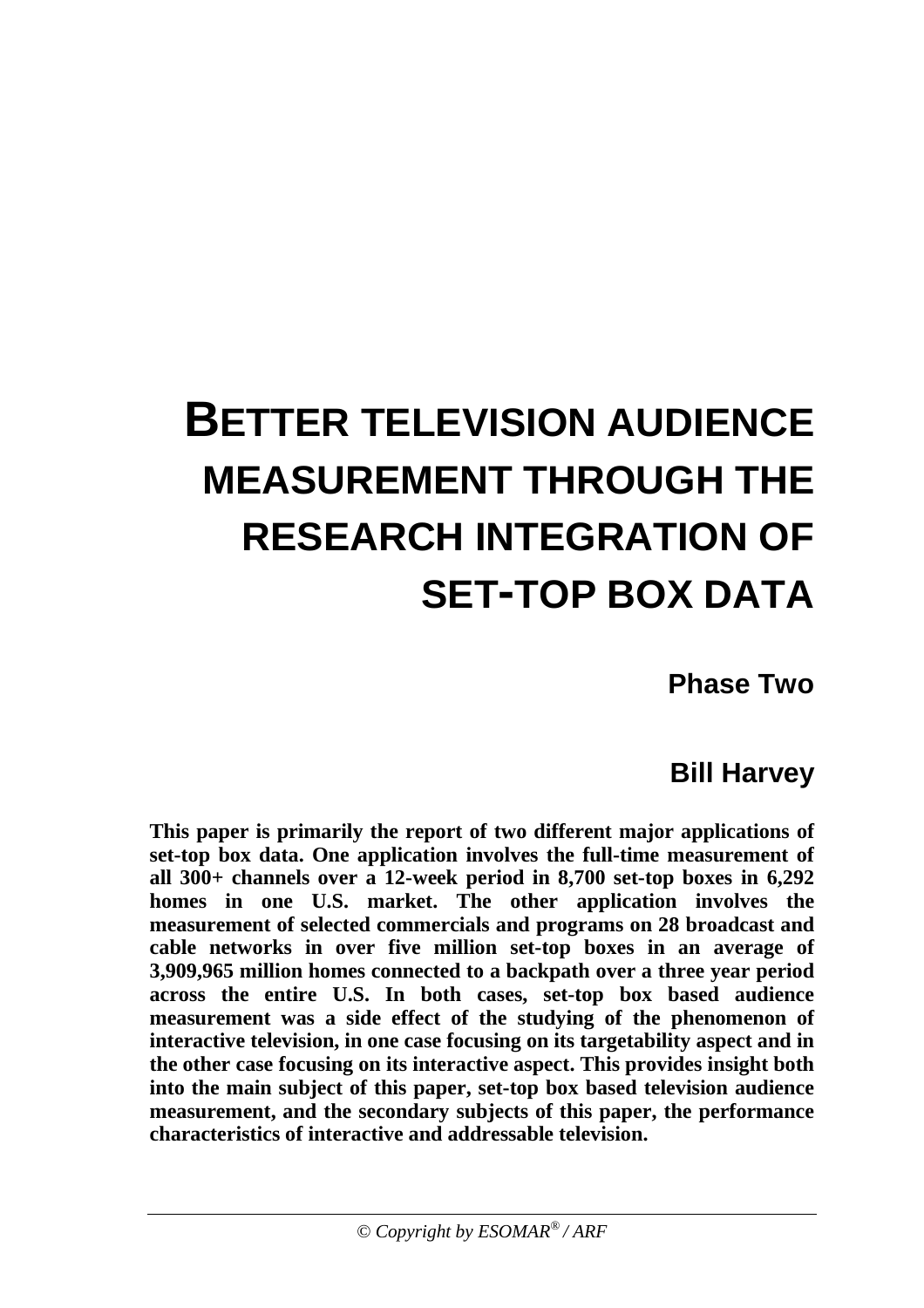# BETTER TELEVISION AUDIENCE MEASUREMENT THROUGH THE RESEARCH INTEGRATION OF SET-TOP BOX DATA

## Phase Two

### Bill Harvey

**This paper is primarily the report of two different major applications of set-top box data. One application involves the full-time measurement of all 300+ channels over a 12-week period in 8,700 set-top boxes in 6,292 homes in one U.S. market. The other application involves the measurement of selected commercials and programs on 28 broadcast and cable networks in over five million set-top boxes in an average of 3,909,965 million homes connected to a backpath over a three year period across the entire U.S. In both cases, set-top box based audience measurement was a side effect of the studying of the phenomenon of interactive television, in one case focusing on its targetability aspect and in the other case focusing on its interactive aspect. This provides insight both into the main subject of this paper, set-top box based television audience measurement, and the secondary subjects of this paper, the performance characteristics of interactive and addressable television.**

*© Copyright by ESOMAR® / ARF*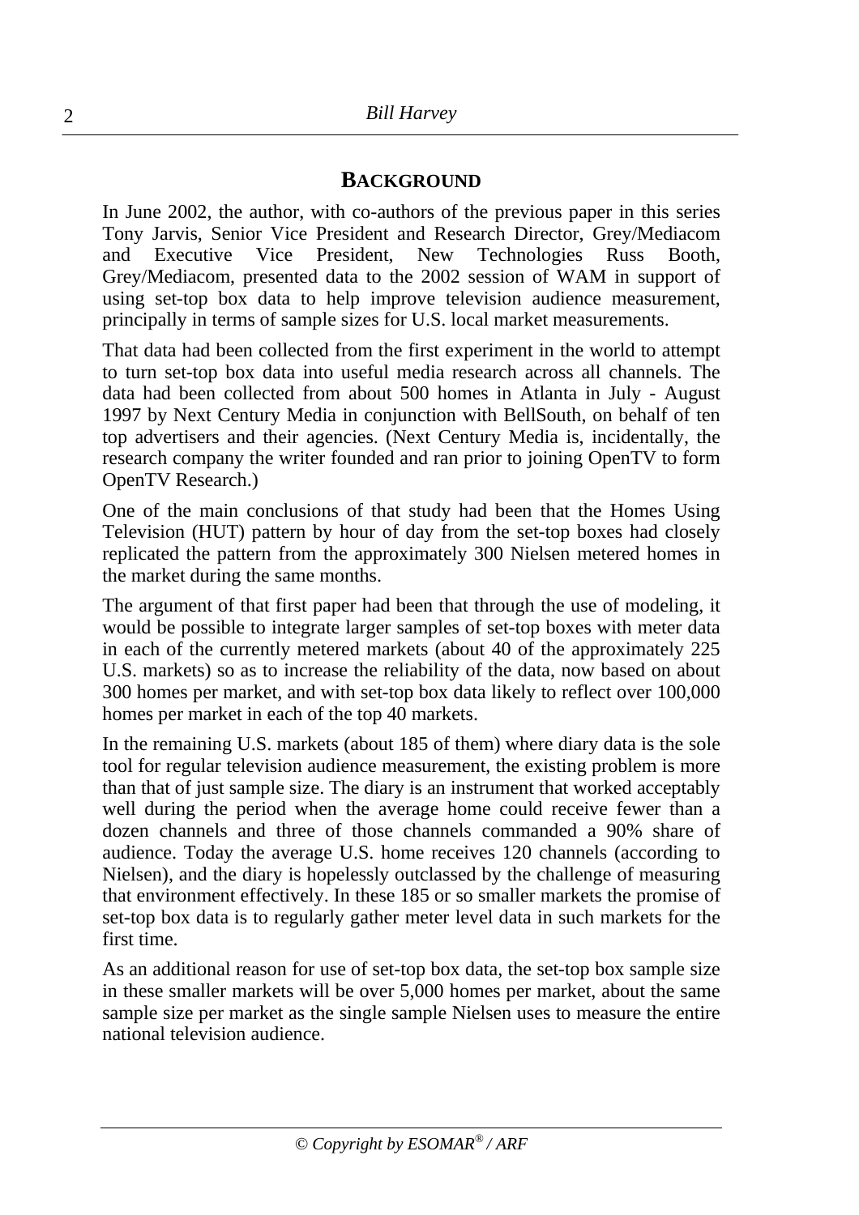## BACKGROUND

In June 2002, the author, with co-authors of the previous paper in this series Tony Jarvis, Senior Vice President and Research Director, Grey/Mediacom and Executive Vice President, New Technologies Russ Booth, Grey/Mediacom, presented data to the 2002 session of WAM in support of using set-top box data to help improve television audience measurement, principally in terms of sample sizes for U.S. local market measurements.

That data had been collected from the first experiment in the world to attempt to turn set-top box data into useful media research across all channels. The data had been collected from about 500 homes in Atlanta in July - August 1997 by Next Century Media in conjunction with BellSouth, on behalf of ten top advertisers and their agencies. (Next Century Media is, incidentally, the research company the writer founded and ran prior to joining OpenTV to form OpenTV Research.)

One of the main conclusions of that study had been that the Homes Using Television (HUT) pattern by hour of day from the set-top boxes had closely replicated the pattern from the approximately 300 Nielsen metered homes in the market during the same months.

The argument of that first paper had been that through the use of modeling, it would be possible to integrate larger samples of set-top boxes with meter data in each of the currently metered markets (about 40 of the approximately 225 U.S. markets) so as to increase the reliability of the data, now based on about 300 homes per market, and with set-top box data likely to reflect over 100,000 homes per market in each of the top 40 markets.

In the remaining U.S. markets (about 185 of them) where diary data is the sole tool for regular television audience measurement, the existing problem is more than that of just sample size. The diary is an instrument that worked acceptably well during the period when the average home could receive fewer than a dozen channels and three of those channels commanded a 90% share of audience. Today the average U.S. home receives 120 channels (according to Nielsen), and the diary is hopelessly outclassed by the challenge of measuring that environment effectively. In these 185 or so smaller markets the promise of set-top box data is to regularly gather meter level data in such markets for the first time.

As an additional reason for use of set-top box data, the set-top box sample size in these smaller markets will be over 5,000 homes per market, about the same sample size per market as the single sample Nielsen uses to measure the entire national television audience.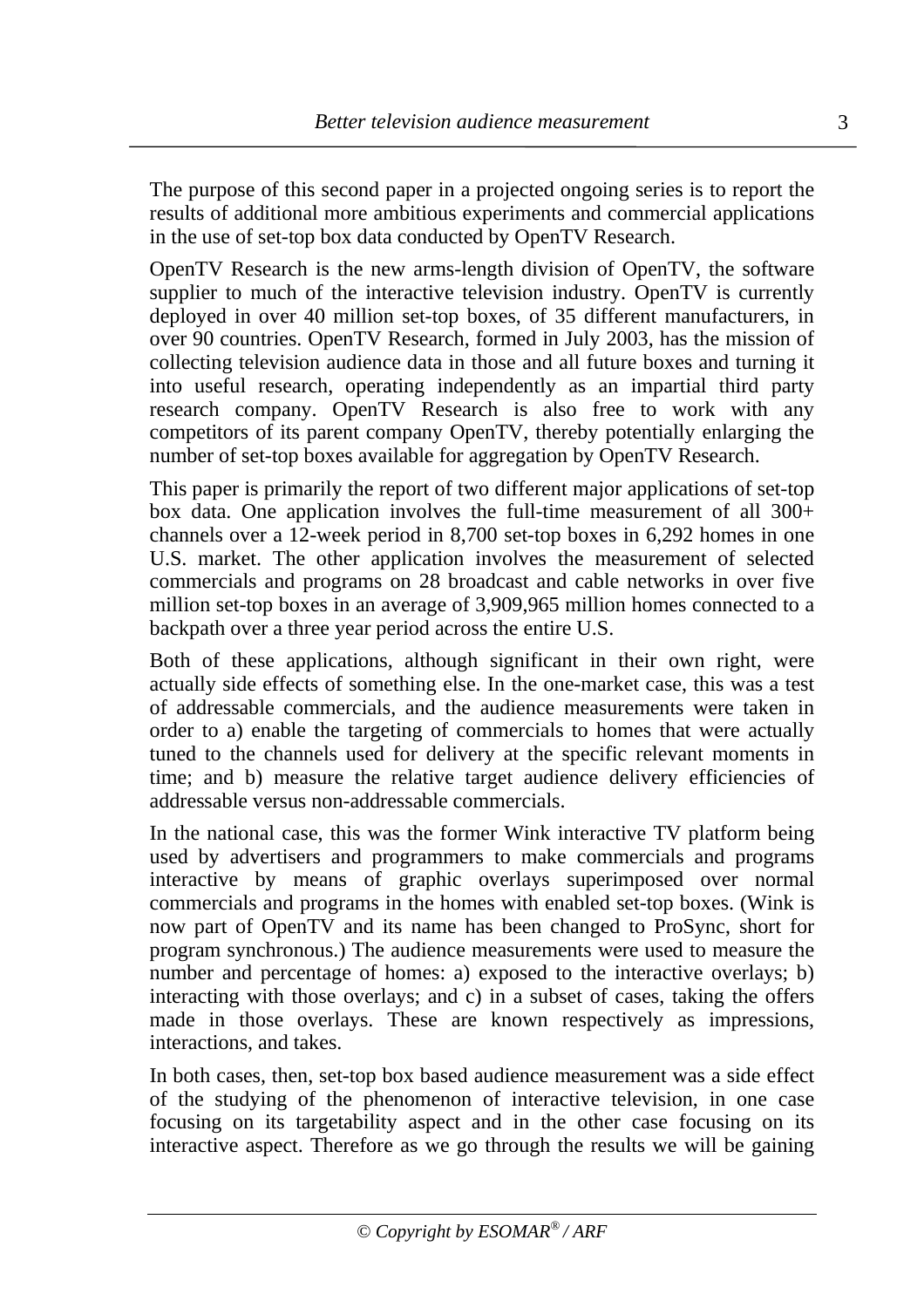The purpose of this second paper in a projected ongoing series is to report the results of additional more ambitious experiments and commercial applications in the use of set-top box data conducted by OpenTV Research.

OpenTV Research is the new arms-length division of OpenTV, the software supplier to much of the interactive television industry. OpenTV is currently deployed in over 40 million set-top boxes, of 35 different manufacturers, in over 90 countries. OpenTV Research, formed in July 2003, has the mission of collecting television audience data in those and all future boxes and turning it into useful research, operating independently as an impartial third party research company. OpenTV Research is also free to work with any competitors of its parent company OpenTV, thereby potentially enlarging the number of set-top boxes available for aggregation by OpenTV Research.

This paper is primarily the report of two different major applications of set-top box data. One application involves the full-time measurement of all 300+ channels over a 12-week period in 8,700 set-top boxes in 6,292 homes in one U.S. market. The other application involves the measurement of selected commercials and programs on 28 broadcast and cable networks in over five million set-top boxes in an average of 3,909,965 million homes connected to a backpath over a three year period across the entire U.S.

Both of these applications, although significant in their own right, were actually side effects of something else. In the one-market case, this was a test of addressable commercials, and the audience measurements were taken in order to a) enable the targeting of commercials to homes that were actually tuned to the channels used for delivery at the specific relevant moments in time; and b) measure the relative target audience delivery efficiencies of addressable versus non-addressable commercials.

In the national case, this was the former Wink interactive TV platform being used by advertisers and programmers to make commercials and programs interactive by means of graphic overlays superimposed over normal commercials and programs in the homes with enabled set-top boxes. (Wink is now part of OpenTV and its name has been changed to ProSync, short for program synchronous.) The audience measurements were used to measure the number and percentage of homes: a) exposed to the interactive overlays; b) interacting with those overlays; and c) in a subset of cases, taking the offers made in those overlays. These are known respectively as impressions, interactions, and takes.

In both cases, then, set-top box based audience measurement was a side effect of the studying of the phenomenon of interactive television, in one case focusing on its targetability aspect and in the other case focusing on its interactive aspect. Therefore as we go through the results we will be gaining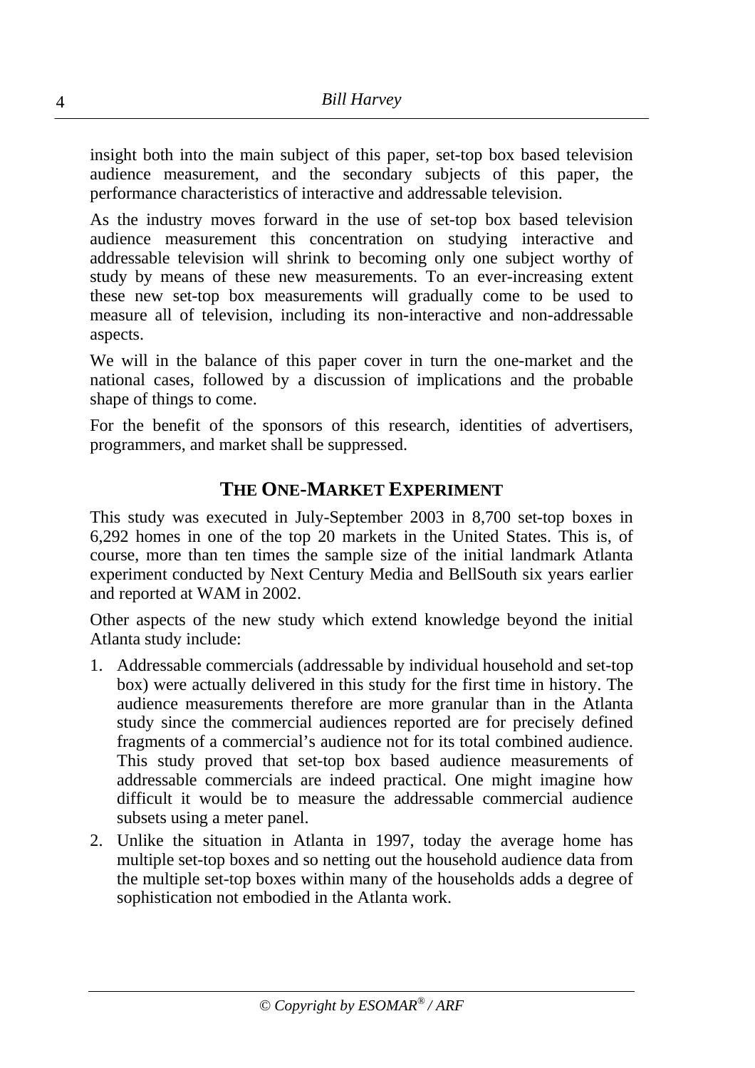insight both into the main subject of this paper, set-top box based television audience measurement, and the secondary subjects of this paper, the performance characteristics of interactive and addressable television.

As the industry moves forward in the use of set-top box based television audience measurement this concentration on studying interactive and addressable television will shrink to becoming only one subject worthy of study by means of these new measurements. To an ever-increasing extent these new set-top box measurements will gradually come to be used to measure all of television, including its non-interactive and non-addressable aspects.

We will in the balance of this paper cover in turn the one-market and the national cases, followed by a discussion of implications and the probable shape of things to come.

For the benefit of the sponsors of this research, identities of advertisers, programmers, and market shall be suppressed.

## THE ONE-MARKET EXPERIMENT

This study was executed in July-September 2003 in 8,700 set-top boxes in 6,292 homes in one of the top 20 markets in the United States. This is, of course, more than ten times the sample size of the initial landmark Atlanta experiment conducted by Next Century Media and BellSouth six years earlier and reported at WAM in 2002.

Other aspects of the new study which extend knowledge beyond the initial Atlanta study include:

1. Addressable commercials (addressable by individual household and set-top box) were actually delivered in this study for the first time in history. The audience measurements therefore are more granular than in the Atlanta study since the commercial audiences reported are for precisely defined fragments of a commercial's audience not for its total combined audience. This study proved that set-top box based audience measurements of addressable commercials are indeed practical. One might imagine how difficult it would be to measure the addressable commercial audience subsets using a meter panel.
2. Unlike the situation in Atlanta in 1997, today the average home has multiple set-top boxes and so netting out the household audience data from the multiple set-top boxes within many of the households adds a degree of sophistication not embodied in the Atlanta work.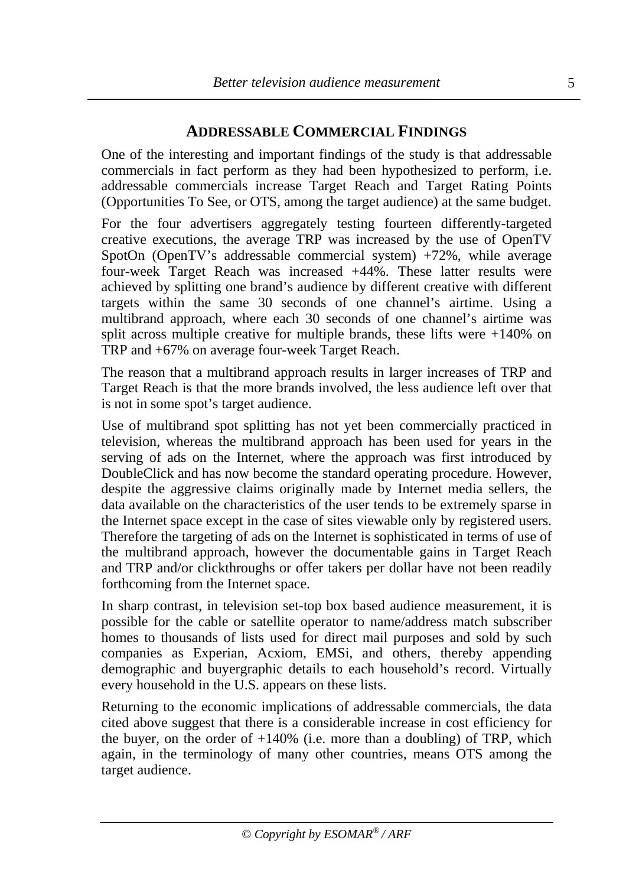## ADDRESSABLE COMMERCIAL FINDINGS

One of the interesting and important findings of the study is that addressable commercials in fact perform as they had been hypothesized to perform, i.e. addressable commercials increase Target Reach and Target Rating Points (Opportunities To See, or OTS, among the target audience) at the same budget.

For the four advertisers aggregately testing fourteen differently-targeted creative executions, the average TRP was increased by the use of OpenTV SpotOn (OpenTV's addressable commercial system) +72%, while average four-week Target Reach was increased +44%. These latter results were achieved by splitting one brand's audience by different creative with different targets within the same 30 seconds of one channel's airtime. Using a multibrand approach, where each 30 seconds of one channel's airtime was split across multiple creative for multiple brands, these lifts were +140% on TRP and +67% on average four-week Target Reach.

The reason that a multibrand approach results in larger increases of TRP and Target Reach is that the more brands involved, the less audience left over that is not in some spot's target audience.

Use of multibrand spot splitting has not yet been commercially practiced in television, whereas the multibrand approach has been used for years in the serving of ads on the Internet, where the approach was first introduced by DoubleClick and has now become the standard operating procedure. However, despite the aggressive claims originally made by Internet media sellers, the data available on the characteristics of the user tends to be extremely sparse in the Internet space except in the case of sites viewable only by registered users. Therefore the targeting of ads on the Internet is sophisticated in terms of use of the multibrand approach, however the documentable gains in Target Reach and TRP and/or clickthroughs or offer takers per dollar have not been readily forthcoming from the Internet space.

In sharp contrast, in television set-top box based audience measurement, it is possible for the cable or satellite operator to name/address match subscriber homes to thousands of lists used for direct mail purposes and sold by such companies as Experian, Acxiom, EMSi, and others, thereby appending demographic and buyergraphic details to each household's record. Virtually every household in the U.S. appears on these lists.

Returning to the economic implications of addressable commercials, the data cited above suggest that there is a considerable increase in cost efficiency for the buyer, on the order of +140% (i.e. more than a doubling) of TRP, which again, in the terminology of many other countries, means OTS among the target audience.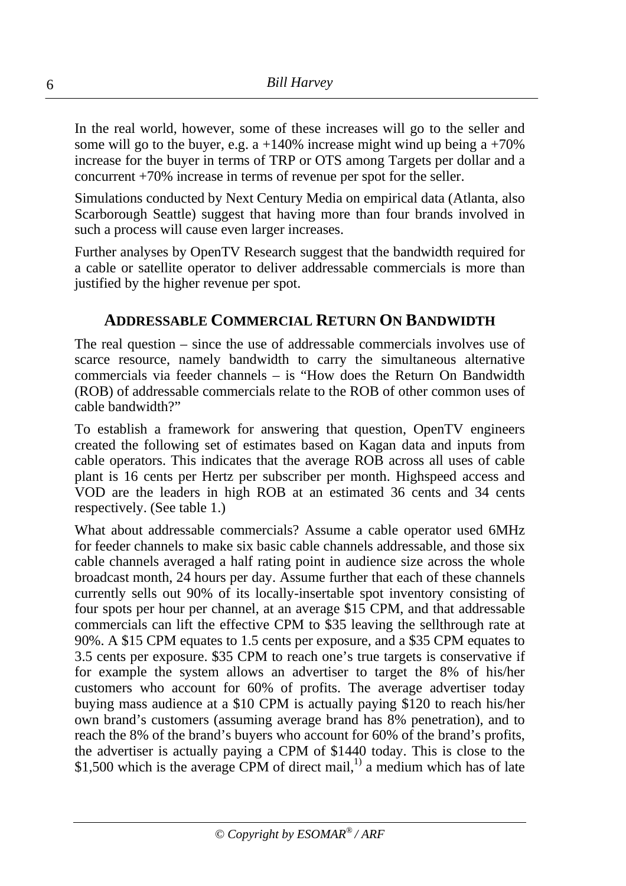In the real world, however, some of these increases will go to the seller and some will go to the buyer, e.g. a +140% increase might wind up being a +70% increase for the buyer in terms of TRP or OTS among Targets per dollar and a concurrent +70% increase in terms of revenue per spot for the seller.

Simulations conducted by Next Century Media on empirical data (Atlanta, also Scarborough Seattle) suggest that having more than four brands involved in such a process will cause even larger increases.

Further analyses by OpenTV Research suggest that the bandwidth required for a cable or satellite operator to deliver addressable commercials is more than justified by the higher revenue per spot.

## ADDRESSABLE COMMERCIAL RETURN ON BANDWIDTH

The real question – since the use of addressable commercials involves use of scarce resource, namely bandwidth to carry the simultaneous alternative commercials via feeder channels – is "How does the Return On Bandwidth (ROB) of addressable commercials relate to the ROB of other common uses of cable bandwidth?"

To establish a framework for answering that question, OpenTV engineers created the following set of estimates based on Kagan data and inputs from cable operators. This indicates that the average ROB across all uses of cable plant is 16 cents per Hertz per subscriber per month. Highspeed access and VOD are the leaders in high ROB at an estimated 36 cents and 34 cents respectively. (See table 1.)

What about addressable commercials? Assume a cable operator used 6MHz for feeder channels to make six basic cable channels addressable, and those six cable channels averaged a half rating point in audience size across the whole broadcast month, 24 hours per day. Assume further that each of these channels currently sells out 90% of its locally-insertable spot inventory consisting of four spots per hour per channel, at an average \$15 CPM, and that addressable commercials can lift the effective CPM to \$35 leaving the sellthrough rate at 90%. A \$15 CPM equates to 1.5 cents per exposure, and a \$35 CPM equates to 3.5 cents per exposure. \$35 CPM to reach one's true targets is conservative if for example the system allows an advertiser to target the 8% of his/her customers who account for 60% of profits. The average advertiser today buying mass audience at a \$10 CPM is actually paying \$120 to reach his/her own brand's customers (assuming average brand has 8% penetration), and to reach the 8% of the brand's buyers who account for 60% of the brand's profits, the advertiser is actually paying a CPM of \$1440 today. This is close to the \$1,500 which is the average CPM of direct mail,[1)] a medium which has of late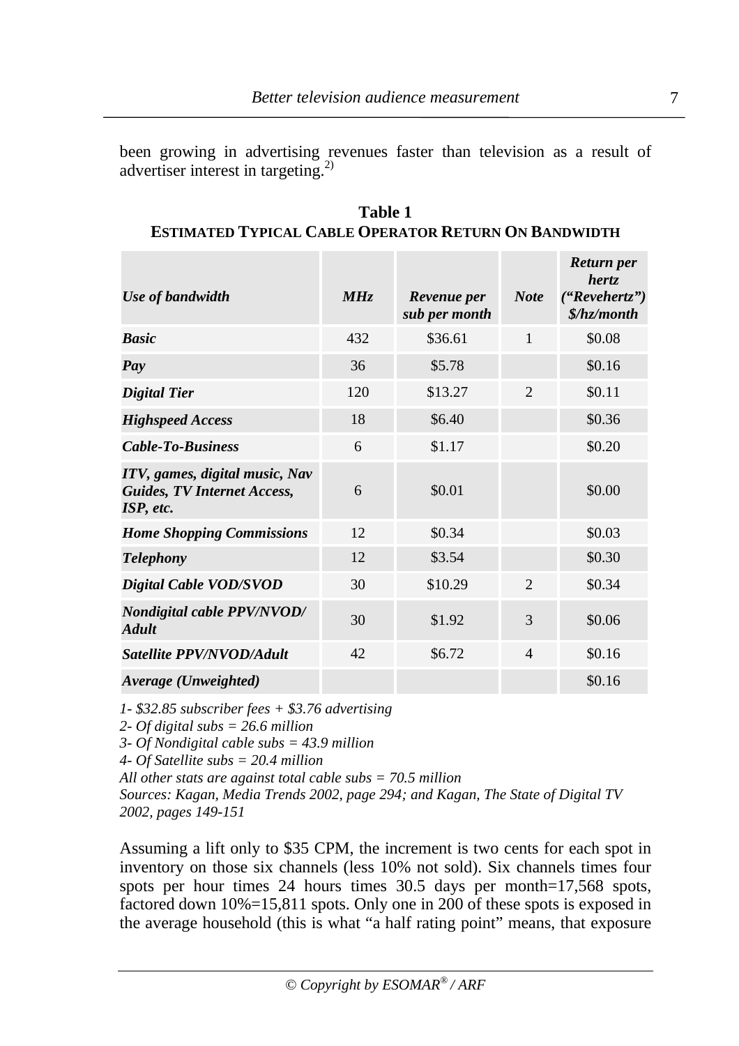been growing in advertising revenues faster than television as a result of advertiser interest in targeting.[2)]

**Table 1**
**ESTIMATED TYPICAL CABLE OPERATOR RETURN ON BANDWIDTH**

| *Use of bandwidth* | *MHz* | *Revenue per sub per month* | *Note* | *Return per hertz ("Revehertz") $/hz/month* |
|---|---|---|---|---|
| ***Basic*** | 432 | $36.61 | 1 | $0.08 |
| ***Pay*** | 36 | $5.78 | | $0.16 |
| ***Digital Tier*** | 120 | $13.27 | 2 | $0.11 |
| ***Highspeed Access*** | 18 | $6.40 | | $0.36 |
| ***Cable-To-Business*** | 6 | $1.17 | | $0.20 |
| ***ITV, games, digital music, Nav Guides, TV Internet Access, ISP, etc.*** | 6 | $0.01 | | $0.00 |
| ***Home Shopping Commissions*** | 12 | $0.34 | | $0.03 |
| ***Telephony*** | 12 | $3.54 | | $0.30 |
| ***Digital Cable VOD/SVOD*** | 30 | $10.29 | 2 | $0.34 |
| ***Nondigital cable PPV/NVOD/ Adult*** | 30 | $1.92 | 3 | $0.06 |
| ***Satellite PPV/NVOD/Adult*** | 42 | $6.72 | 4 | $0.16 |
| ***Average (Unweighted)*** | | | | $0.16 |

*1- $32.85 subscriber fees + $3.76 advertising*
*2- Of digital subs = 26.6 million*
*3- Of Nondigital cable subs = 43.9 million*
*4- Of Satellite subs = 20.4 million*
*All other stats are against total cable subs = 70.5 million*
*Sources: Kagan, Media Trends 2002, page 294; and Kagan, The State of Digital TV 2002, pages 149-151*

Assuming a lift only to $35 CPM, the increment is two cents for each spot in inventory on those six channels (less 10% not sold). Six channels times four spots per hour times 24 hours times 30.5 days per month=17,568 spots, factored down 10%=15,811 spots. Only one in 200 of these spots is exposed in the average household (this is what "a half rating point" means, that exposure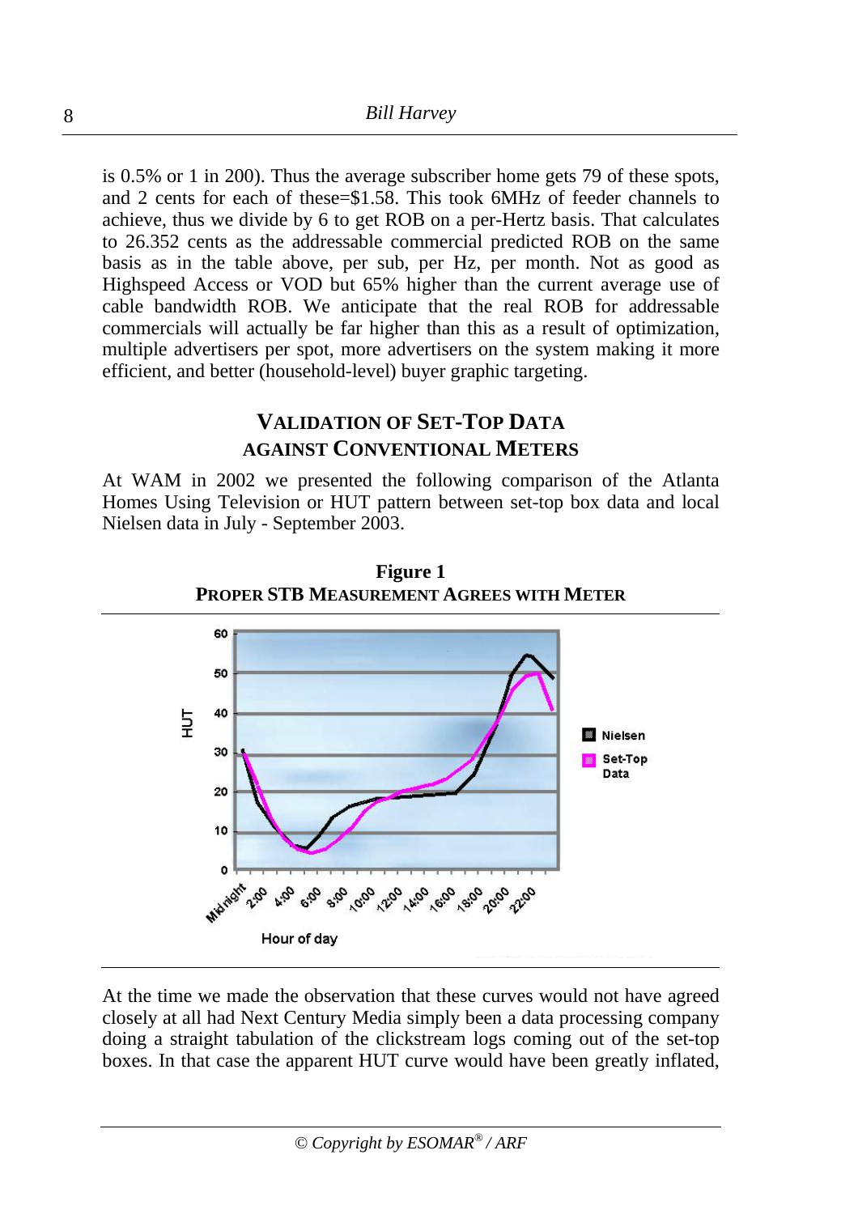is 0.5% or 1 in 200). Thus the average subscriber home gets 79 of these spots, and 2 cents for each of these=$1.58. This took 6MHz of feeder channels to achieve, thus we divide by 6 to get ROB on a per-Hertz basis. That calculates to 26.352 cents as the addressable commercial predicted ROB on the same basis as in the table above, per sub, per Hz, per month. Not as good as Highspeed Access or VOD but 65% higher than the current average use of cable bandwidth ROB. We anticipate that the real ROB for addressable commercials will actually be far higher than this as a result of optimization, multiple advertisers per spot, more advertisers on the system making it more efficient, and better (household-level) buyer graphic targeting.

## VALIDATION OF SET-TOP DATA AGAINST CONVENTIONAL METERS

At WAM in 2002 we presented the following comparison of the Atlanta Homes Using Television or HUT pattern between set-top box data and local Nielsen data in July - September 2003.

**Figure 1**
**PROPER STB MEASUREMENT AGREES WITH METER**

At the time we made the observation that these curves would not have agreed closely at all had Next Century Media simply been a data processing company doing a straight tabulation of the clickstream logs coming out of the set-top boxes. In that case the apparent HUT curve would have been greatly inflated,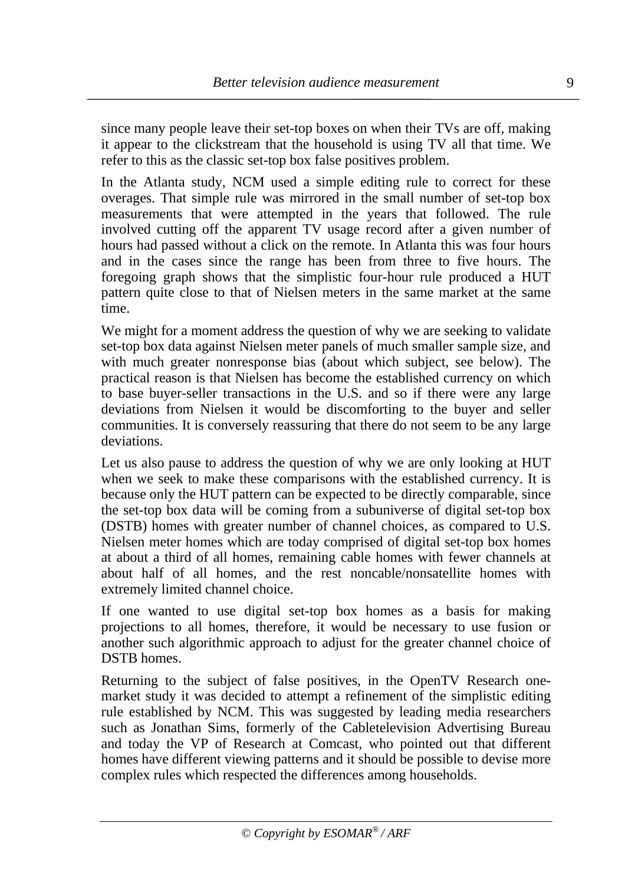since many people leave their set-top boxes on when their TVs are off, making it appear to the clickstream that the household is using TV all that time. We refer to this as the classic set-top box false positives problem.

In the Atlanta study, NCM used a simple editing rule to correct for these overages. That simple rule was mirrored in the small number of set-top box measurements that were attempted in the years that followed. The rule involved cutting off the apparent TV usage record after a given number of hours had passed without a click on the remote. In Atlanta this was four hours and in the cases since the range has been from three to five hours. The foregoing graph shows that the simplistic four-hour rule produced a HUT pattern quite close to that of Nielsen meters in the same market at the same time.

We might for a moment address the question of why we are seeking to validate set-top box data against Nielsen meter panels of much smaller sample size, and with much greater nonresponse bias (about which subject, see below). The practical reason is that Nielsen has become the established currency on which to base buyer-seller transactions in the U.S. and so if there were any large deviations from Nielsen it would be discomforting to the buyer and seller communities. It is conversely reassuring that there do not seem to be any large deviations.

Let us also pause to address the question of why we are only looking at HUT when we seek to make these comparisons with the established currency. It is because only the HUT pattern can be expected to be directly comparable, since the set-top box data will be coming from a subuniverse of digital set-top box (DSTB) homes with greater number of channel choices, as compared to U.S. Nielsen meter homes which are today comprised of digital set-top box homes at about a third of all homes, remaining cable homes with fewer channels at about half of all homes, and the rest noncable/nonsatellite homes with extremely limited channel choice.

If one wanted to use digital set-top box homes as a basis for making projections to all homes, therefore, it would be necessary to use fusion or another such algorithmic approach to adjust for the greater channel choice of DSTB homes.

Returning to the subject of false positives, in the OpenTV Research one-market study it was decided to attempt a refinement of the simplistic editing rule established by NCM. This was suggested by leading media researchers such as Jonathan Sims, formerly of the Cabletelevision Advertising Bureau and today the VP of Research at Comcast, who pointed out that different homes have different viewing patterns and it should be possible to devise more complex rules which respected the differences among households.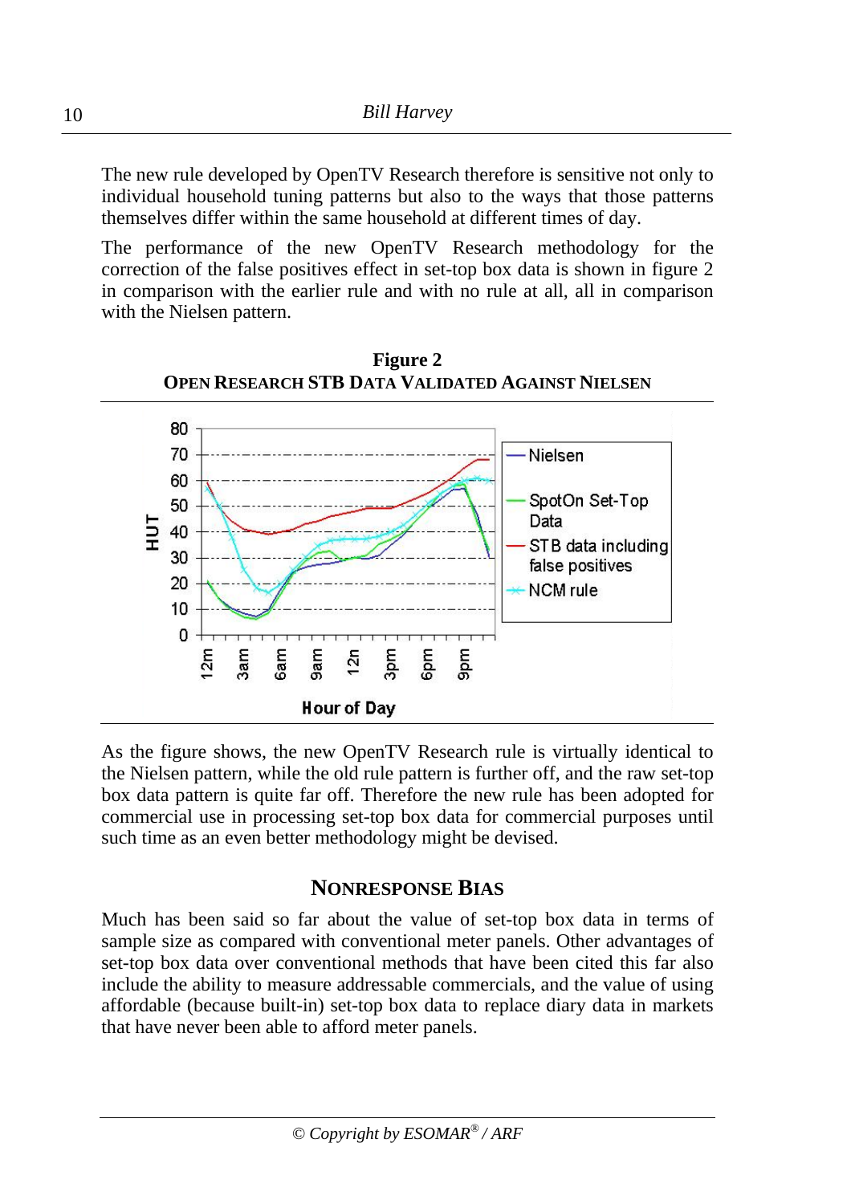The new rule developed by OpenTV Research therefore is sensitive not only to individual household tuning patterns but also to the ways that those patterns themselves differ within the same household at different times of day.

The performance of the new OpenTV Research methodology for the correction of the false positives effect in set-top box data is shown in figure 2 in comparison with the earlier rule and with no rule at all, all in comparison with the Nielsen pattern.

**Figure 2**
**OPEN RESEARCH STB DATA VALIDATED AGAINST NIELSEN**

As the figure shows, the new OpenTV Research rule is virtually identical to the Nielsen pattern, while the old rule pattern is further off, and the raw set-top box data pattern is quite far off. Therefore the new rule has been adopted for commercial use in processing set-top box data for commercial purposes until such time as an even better methodology might be devised.

## NONRESPONSE BIAS

Much has been said so far about the value of set-top box data in terms of sample size as compared with conventional meter panels. Other advantages of set-top box data over conventional methods that have been cited this far also include the ability to measure addressable commercials, and the value of using affordable (because built-in) set-top box data to replace diary data in markets that have never been able to afford meter panels.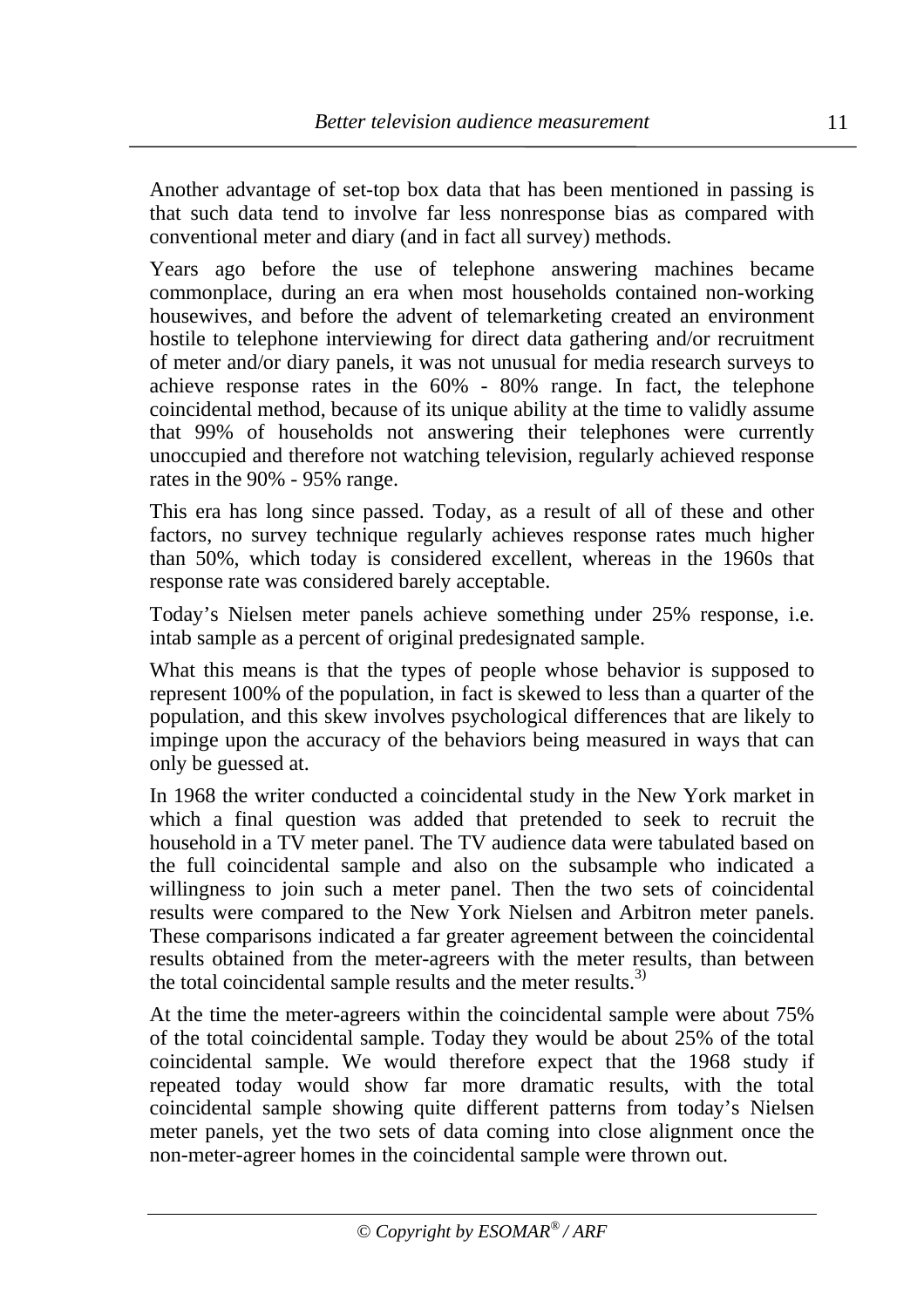Another advantage of set-top box data that has been mentioned in passing is that such data tend to involve far less nonresponse bias as compared with conventional meter and diary (and in fact all survey) methods.

Years ago before the use of telephone answering machines became commonplace, during an era when most households contained non-working housewives, and before the advent of telemarketing created an environment hostile to telephone interviewing for direct data gathering and/or recruitment of meter and/or diary panels, it was not unusual for media research surveys to achieve response rates in the 60% - 80% range. In fact, the telephone coincidental method, because of its unique ability at the time to validly assume that 99% of households not answering their telephones were currently unoccupied and therefore not watching television, regularly achieved response rates in the 90% - 95% range.

This era has long since passed. Today, as a result of all of these and other factors, no survey technique regularly achieves response rates much higher than 50%, which today is considered excellent, whereas in the 1960s that response rate was considered barely acceptable.

Today's Nielsen meter panels achieve something under 25% response, i.e. intab sample as a percent of original predesignated sample.

What this means is that the types of people whose behavior is supposed to represent 100% of the population, in fact is skewed to less than a quarter of the population, and this skew involves psychological differences that are likely to impinge upon the accuracy of the behaviors being measured in ways that can only be guessed at.

In 1968 the writer conducted a coincidental study in the New York market in which a final question was added that pretended to seek to recruit the household in a TV meter panel. The TV audience data were tabulated based on the full coincidental sample and also on the subsample who indicated a willingness to join such a meter panel. Then the two sets of coincidental results were compared to the New York Nielsen and Arbitron meter panels. These comparisons indicated a far greater agreement between the coincidental results obtained from the meter-agreers with the meter results, than between the total coincidental sample results and the meter results.[3)]

At the time the meter-agreers within the coincidental sample were about 75% of the total coincidental sample. Today they would be about 25% of the total coincidental sample. We would therefore expect that the 1968 study if repeated today would show far more dramatic results, with the total coincidental sample showing quite different patterns from today's Nielsen meter panels, yet the two sets of data coming into close alignment once the non-meter-agreer homes in the coincidental sample were thrown out.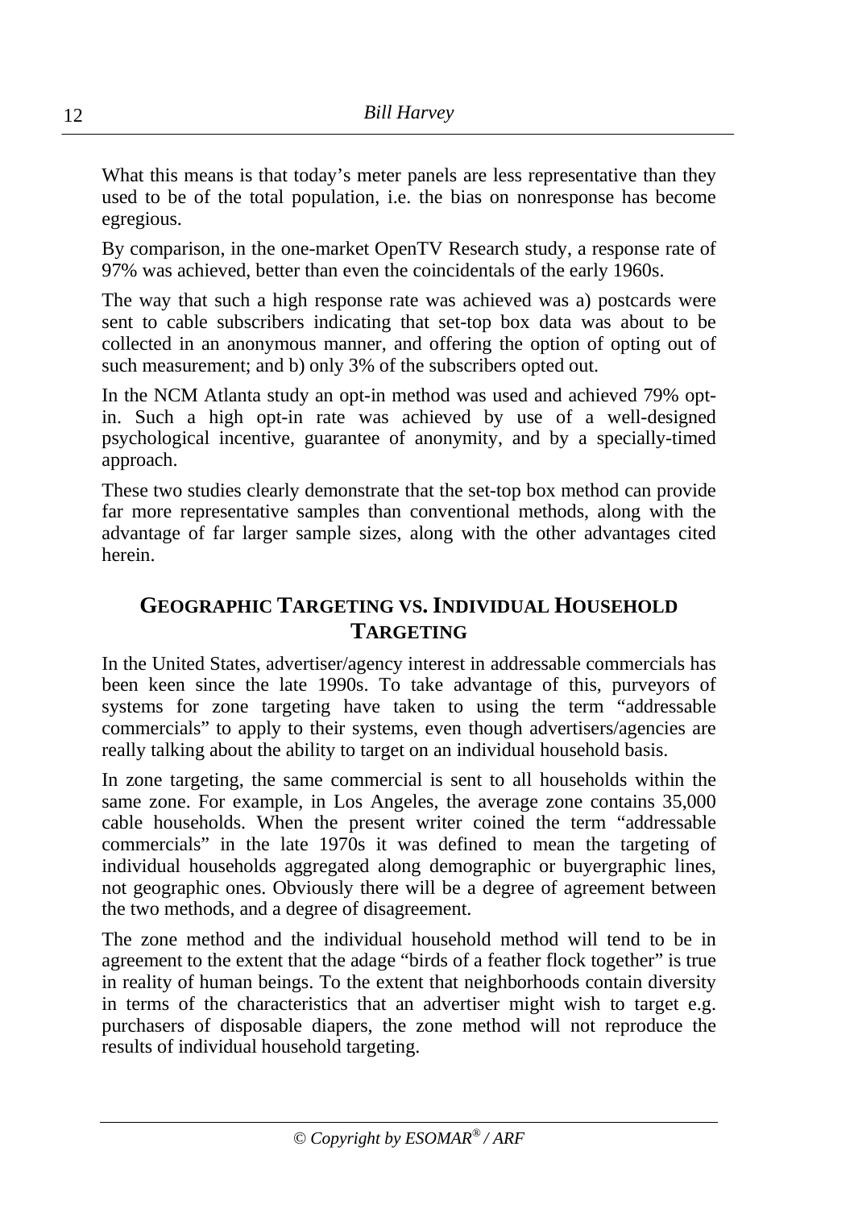What this means is that today's meter panels are less representative than they used to be of the total population, i.e. the bias on nonresponse has become egregious.

By comparison, in the one-market OpenTV Research study, a response rate of 97% was achieved, better than even the coincidentals of the early 1960s.

The way that such a high response rate was achieved was a) postcards were sent to cable subscribers indicating that set-top box data was about to be collected in an anonymous manner, and offering the option of opting out of such measurement; and b) only 3% of the subscribers opted out.

In the NCM Atlanta study an opt-in method was used and achieved 79% opt-in. Such a high opt-in rate was achieved by use of a well-designed psychological incentive, guarantee of anonymity, and by a specially-timed approach.

These two studies clearly demonstrate that the set-top box method can provide far more representative samples than conventional methods, along with the advantage of far larger sample sizes, along with the other advantages cited herein.

## GEOGRAPHIC TARGETING VS. INDIVIDUAL HOUSEHOLD TARGETING

In the United States, advertiser/agency interest in addressable commercials has been keen since the late 1990s. To take advantage of this, purveyors of systems for zone targeting have taken to using the term "addressable commercials" to apply to their systems, even though advertisers/agencies are really talking about the ability to target on an individual household basis.

In zone targeting, the same commercial is sent to all households within the same zone. For example, in Los Angeles, the average zone contains 35,000 cable households. When the present writer coined the term "addressable commercials" in the late 1970s it was defined to mean the targeting of individual households aggregated along demographic or buyergraphic lines, not geographic ones. Obviously there will be a degree of agreement between the two methods, and a degree of disagreement.

The zone method and the individual household method will tend to be in agreement to the extent that the adage "birds of a feather flock together" is true in reality of human beings. To the extent that neighborhoods contain diversity in terms of the characteristics that an advertiser might wish to target e.g. purchasers of disposable diapers, the zone method will not reproduce the results of individual household targeting.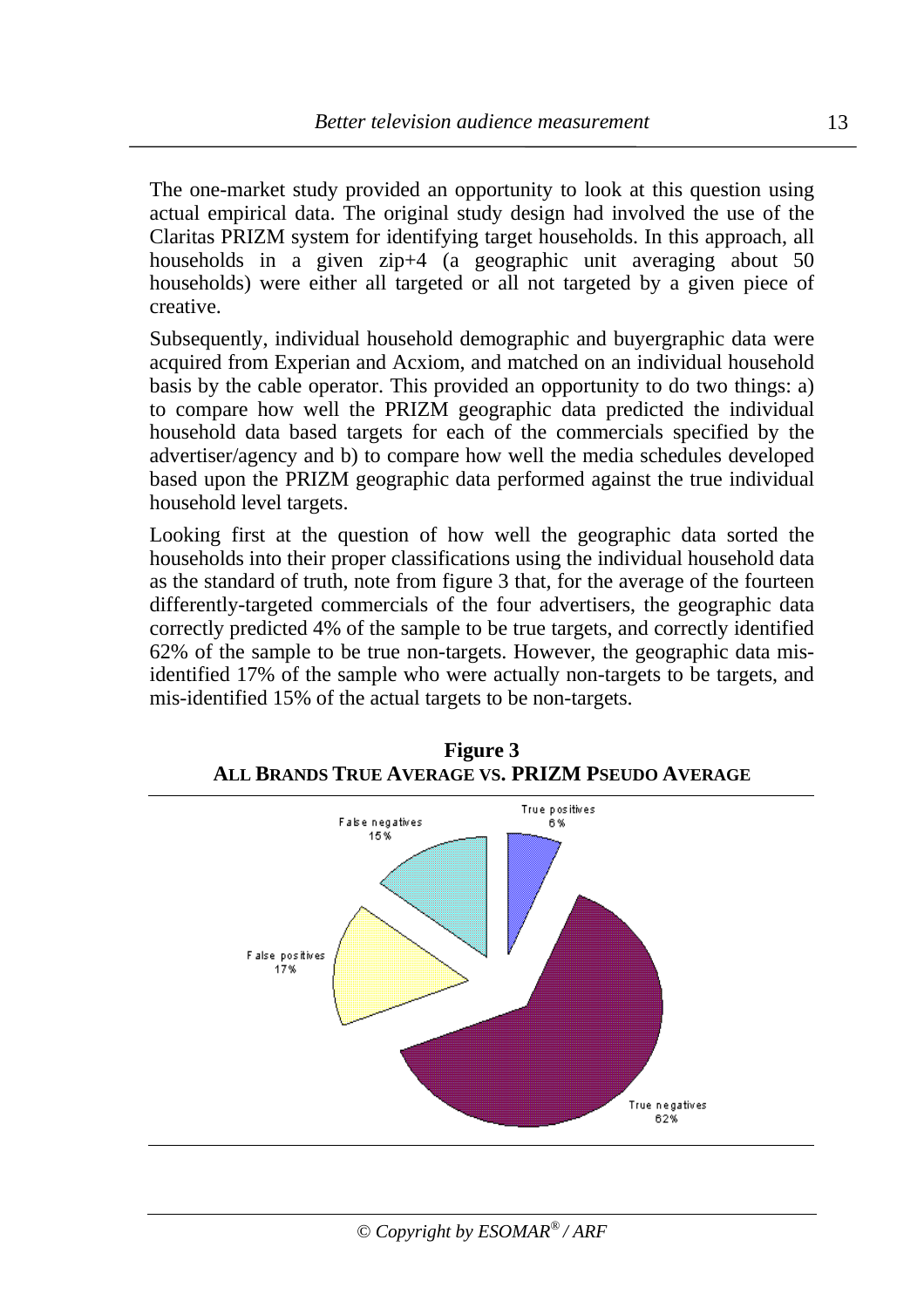The one-market study provided an opportunity to look at this question using actual empirical data. The original study design had involved the use of the Claritas PRIZM system for identifying target households. In this approach, all households in a given zip+4 (a geographic unit averaging about 50 households) were either all targeted or all not targeted by a given piece of creative.

Subsequently, individual household demographic and buyergraphic data were acquired from Experian and Acxiom, and matched on an individual household basis by the cable operator. This provided an opportunity to do two things: a) to compare how well the PRIZM geographic data predicted the individual household data based targets for each of the commercials specified by the advertiser/agency and b) to compare how well the media schedules developed based upon the PRIZM geographic data performed against the true individual household level targets.

Looking first at the question of how well the geographic data sorted the households into their proper classifications using the individual household data as the standard of truth, note from figure 3 that, for the average of the fourteen differently-targeted commercials of the four advertisers, the geographic data correctly predicted 4% of the sample to be true targets, and correctly identified 62% of the sample to be true non-targets. However, the geographic data mis-identified 17% of the sample who were actually non-targets to be targets, and mis-identified 15% of the actual targets to be non-targets.

**Figure 3**
**ALL BRANDS TRUE AVERAGE VS. PRIZM PSEUDO AVERAGE**

True positives 6%

True negatives 62%

False positives 17%

False negatives 15%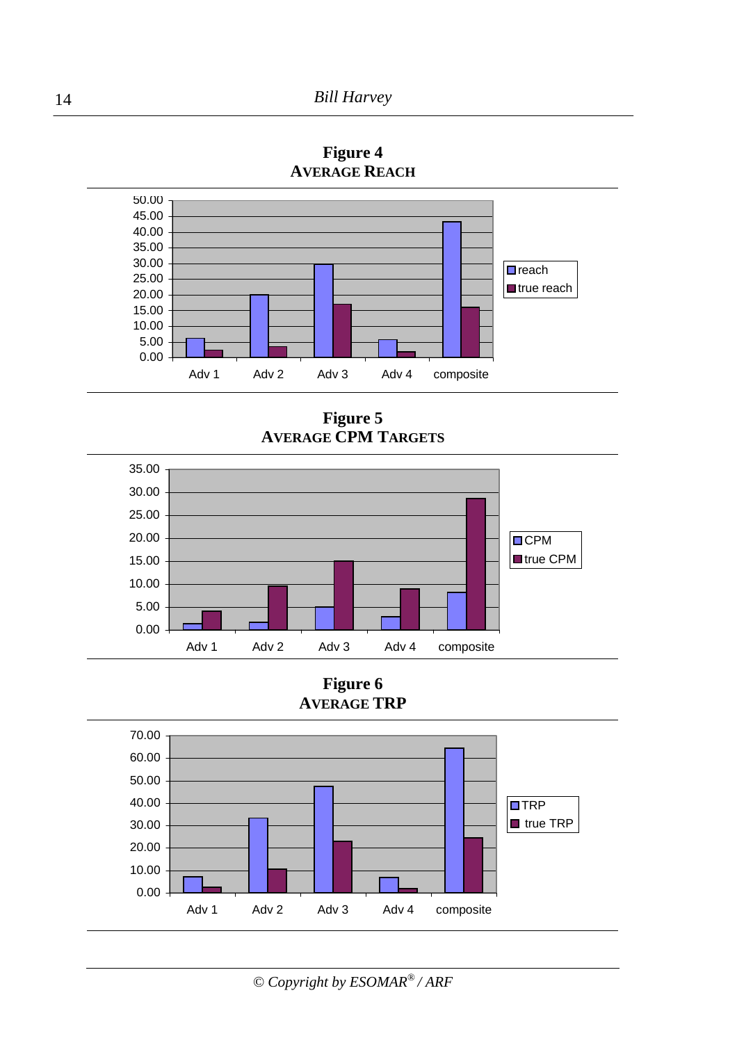**Figure 4**
**AVERAGE REACH**

**Figure 5**
**AVERAGE CPM TARGETS**

**Figure 6**
**AVERAGE TRP**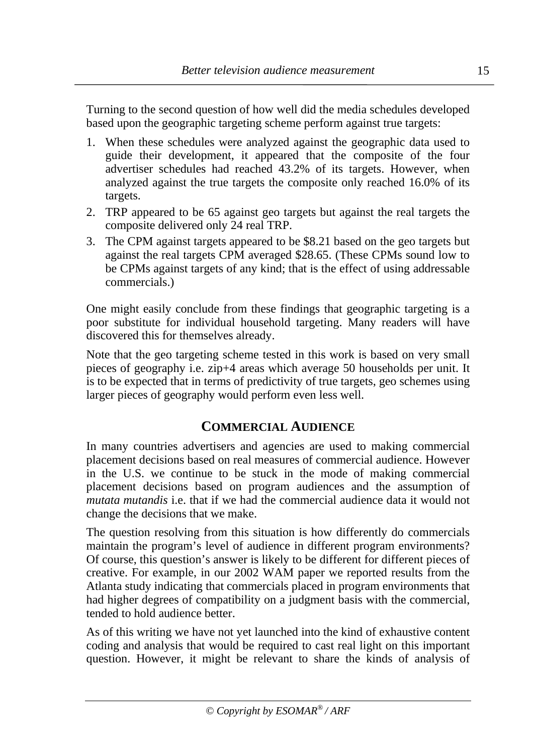Turning to the second question of how well did the media schedules developed based upon the geographic targeting scheme perform against true targets:

1. When these schedules were analyzed against the geographic data used to guide their development, it appeared that the composite of the four advertiser schedules had reached 43.2% of its targets. However, when analyzed against the true targets the composite only reached 16.0% of its targets.
2. TRP appeared to be 65 against geo targets but against the real targets the composite delivered only 24 real TRP.
3. The CPM against targets appeared to be $8.21 based on the geo targets but against the real targets CPM averaged $28.65. (These CPMs sound low to be CPMs against targets of any kind; that is the effect of using addressable commercials.)

One might easily conclude from these findings that geographic targeting is a poor substitute for individual household targeting. Many readers will have discovered this for themselves already.

Note that the geo targeting scheme tested in this work is based on very small pieces of geography i.e. zip+4 areas which average 50 households per unit. It is to be expected that in terms of predictivity of true targets, geo schemes using larger pieces of geography would perform even less well.

## COMMERCIAL AUDIENCE

In many countries advertisers and agencies are used to making commercial placement decisions based on real measures of commercial audience. However in the U.S. we continue to be stuck in the mode of making commercial placement decisions based on program audiences and the assumption of *mutata mutandis* i.e. that if we had the commercial audience data it would not change the decisions that we make.

The question resolving from this situation is how differently do commercials maintain the program's level of audience in different program environments? Of course, this question's answer is likely to be different for different pieces of creative. For example, in our 2002 WAM paper we reported results from the Atlanta study indicating that commercials placed in program environments that had higher degrees of compatibility on a judgment basis with the commercial, tended to hold audience better.

As of this writing we have not yet launched into the kind of exhaustive content coding and analysis that would be required to cast real light on this important question. However, it might be relevant to share the kinds of analysis of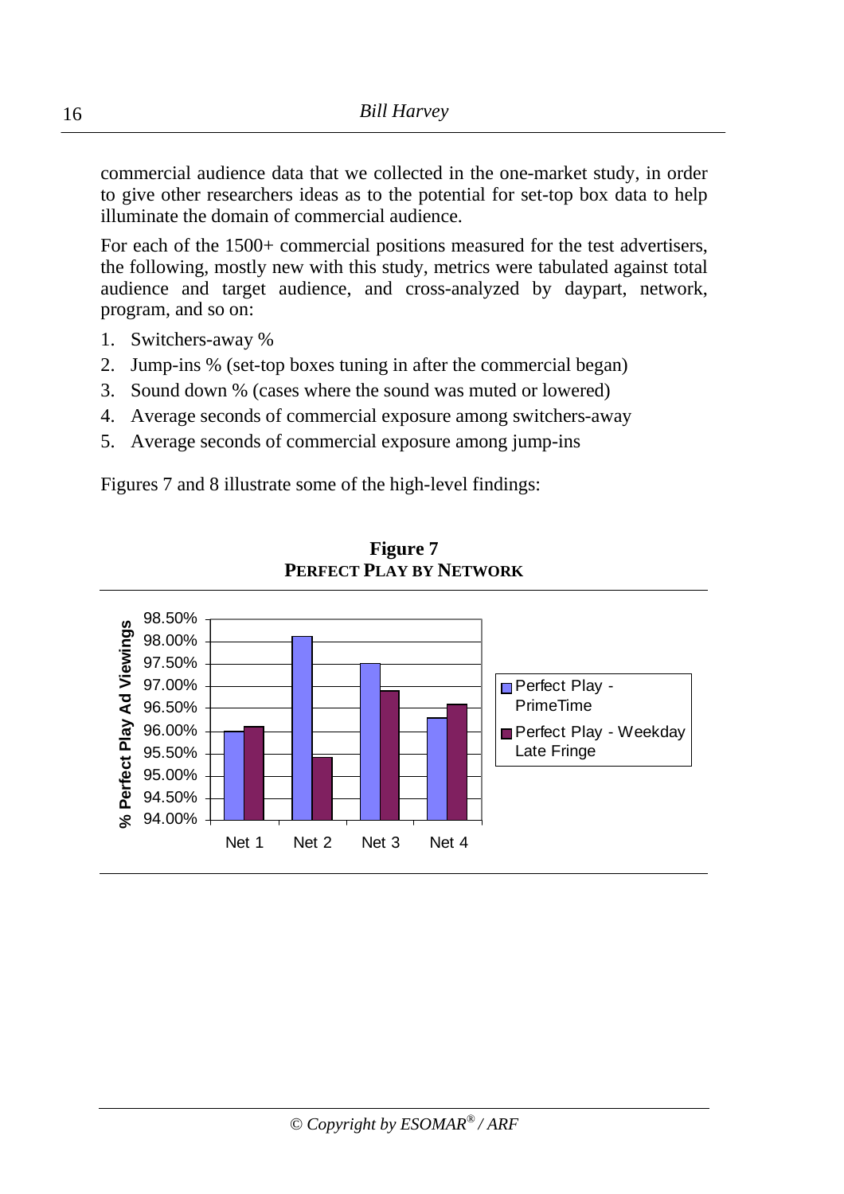commercial audience data that we collected in the one-market study, in order to give other researchers ideas as to the potential for set-top box data to help illuminate the domain of commercial audience.

For each of the 1500+ commercial positions measured for the test advertisers, the following, mostly new with this study, metrics were tabulated against total audience and target audience, and cross-analyzed by daypart, network, program, and so on:

1. Switchers-away %
2. Jump-ins % (set-top boxes tuning in after the commercial began)
3. Sound down % (cases where the sound was muted or lowered)
4. Average seconds of commercial exposure among switchers-away
5. Average seconds of commercial exposure among jump-ins

Figures 7 and 8 illustrate some of the high-level findings:

**Figure 7**
**PERFECT PLAY BY NETWORK**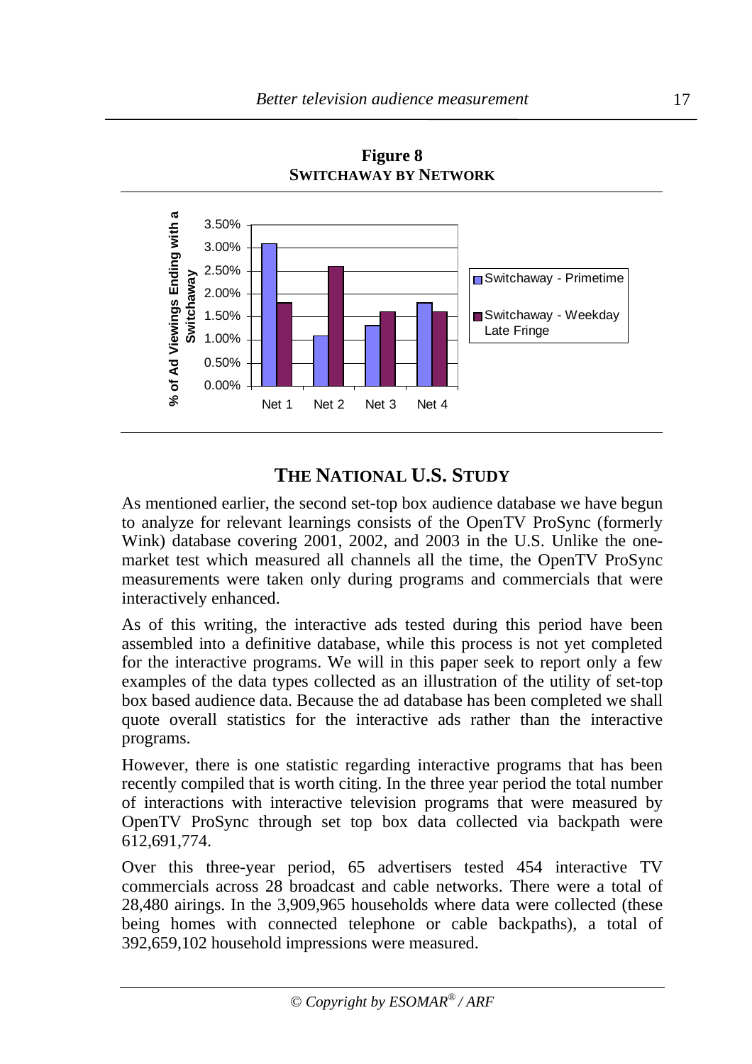**Figure 8**
**SWITCHAWAY BY NETWORK**

## THE NATIONAL U.S. STUDY

As mentioned earlier, the second set-top box audience database we have begun to analyze for relevant learnings consists of the OpenTV ProSync (formerly Wink) database covering 2001, 2002, and 2003 in the U.S. Unlike the one-market test which measured all channels all the time, the OpenTV ProSync measurements were taken only during programs and commercials that were interactively enhanced.

As of this writing, the interactive ads tested during this period have been assembled into a definitive database, while this process is not yet completed for the interactive programs. We will in this paper seek to report only a few examples of the data types collected as an illustration of the utility of set-top box based audience data. Because the ad database has been completed we shall quote overall statistics for the interactive ads rather than the interactive programs.

However, there is one statistic regarding interactive programs that has been recently compiled that is worth citing. In the three year period the total number of interactions with interactive television programs that were measured by OpenTV ProSync through set top box data collected via backpath were 612,691,774.

Over this three-year period, 65 advertisers tested 454 interactive TV commercials across 28 broadcast and cable networks. There were a total of 28,480 airings. In the 3,909,965 households where data were collected (these being homes with connected telephone or cable backpaths), a total of 392,659,102 household impressions were measured.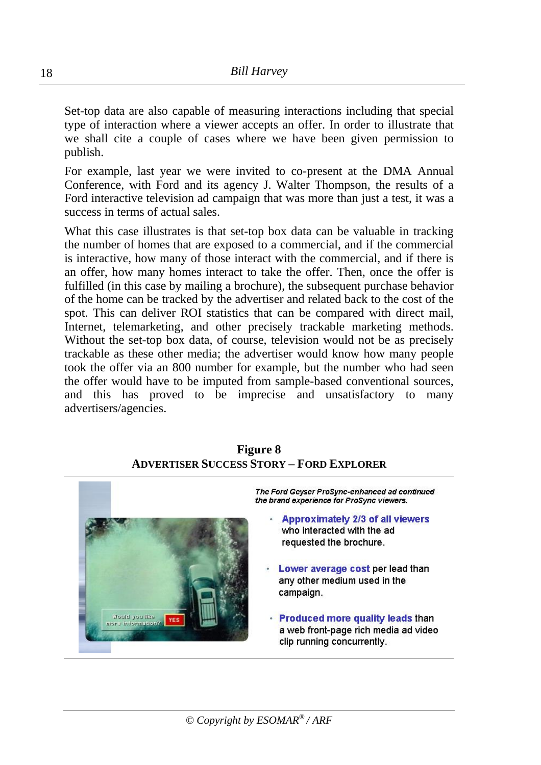Set-top data are also capable of measuring interactions including that special type of interaction where a viewer accepts an offer. In order to illustrate that we shall cite a couple of cases where we have been given permission to publish.

For example, last year we were invited to co-present at the DMA Annual Conference, with Ford and its agency J. Walter Thompson, the results of a Ford interactive television ad campaign that was more than just a test, it was a success in terms of actual sales.

What this case illustrates is that set-top box data can be valuable in tracking the number of homes that are exposed to a commercial, and if the commercial is interactive, how many of those interact with the commercial, and if there is an offer, how many homes interact to take the offer. Then, once the offer is fulfilled (in this case by mailing a brochure), the subsequent purchase behavior of the home can be tracked by the advertiser and related back to the cost of the spot. This can deliver ROI statistics that can be compared with direct mail, Internet, telemarketing, and other precisely trackable marketing methods. Without the set-top box data, of course, television would not be as precisely trackable as these other media; the advertiser would know how many people took the offer via an 800 number for example, but the number who had seen the offer would have to be imputed from sample-based conventional sources, and this has proved to be imprecise and unsatisfactory to many advertisers/agencies.

**Figure 8**
**ADVERTISER SUCCESS STORY – FORD EXPLORER**

*The Ford Geyser ProSync-enhanced ad continued the brand experience for ProSync viewers.*

- **Approximately 2/3 of all viewers** who interacted with the ad requested the brochure.
- **Lower average cost** per lead than any other medium used in the campaign.
- **Produced more quality leads** than a web front-page rich media ad video clip running concurrently.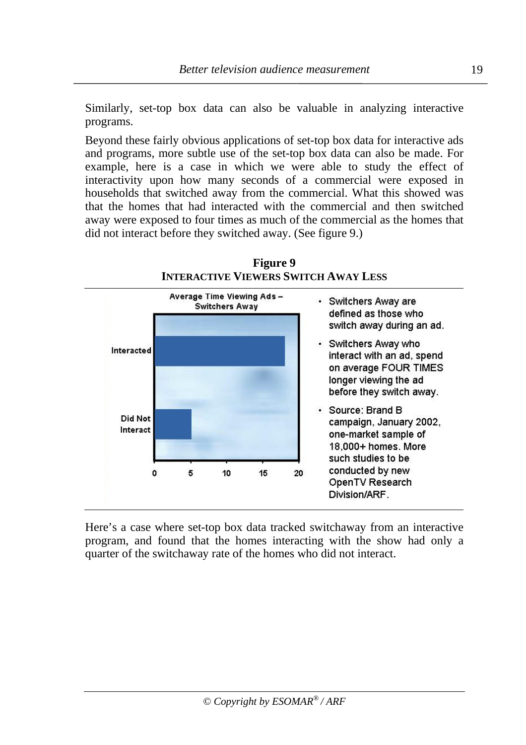Similarly, set-top box data can also be valuable in analyzing interactive programs.

Beyond these fairly obvious applications of set-top box data for interactive ads and programs, more subtle use of the set-top box data can also be made. For example, here is a case in which we were able to study the effect of interactivity upon how many seconds of a commercial were exposed in households that switched away from the commercial. What this showed was that the homes that had interacted with the commercial and then switched away were exposed to four times as much of the commercial as the homes that did not interact before they switched away. (See figure 9.)

**Figure 9**
**INTERACTIVE VIEWERS SWITCH AWAY LESS**

Average Time Viewing Ads – Switchers Away

| | |
|---|---|
| Interacted | ~18 |
| Did Not Interact | ~5 |

- Switchers Away are defined as those who switch away during an ad.
- Switchers Away who interact with an ad, spend on average FOUR TIMES longer viewing the ad before they switch away.
- Source: Brand B campaign, January 2002, one-market sample of 18,000+ homes. More such studies to be conducted by new OpenTV Research Division/ARF.

Here's a case where set-top box data tracked switchaway from an interactive program, and found that the homes interacting with the show had only a quarter of the switchaway rate of the homes who did not interact.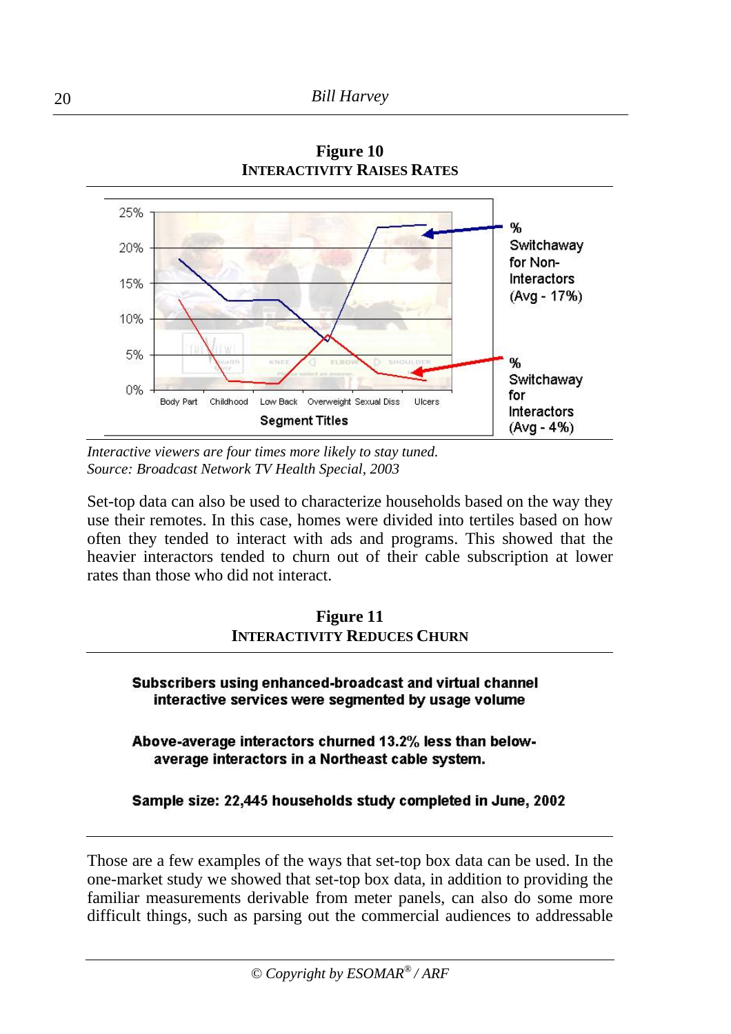**Figure 10**
**INTERACTIVITY RAISES RATES**

*Interactive viewers are four times more likely to stay tuned.*
*Source: Broadcast Network TV Health Special, 2003*

Set-top data can also be used to characterize households based on the way they use their remotes. In this case, homes were divided into tertiles based on how often they tended to interact with ads and programs. This showed that the heavier interactors tended to churn out of their cable subscription at lower rates than those who did not interact.

**Figure 11**
**INTERACTIVITY REDUCES CHURN**

**Subscribers using enhanced-broadcast and virtual channel interactive services were segmented by usage volume**

**Above-average interactors churned 13.2% less than below-average interactors in a Northeast cable system.**

**Sample size: 22,445 households study completed in June, 2002**

Those are a few examples of the ways that set-top box data can be used. In the one-market study we showed that set-top box data, in addition to providing the familiar measurements derivable from meter panels, can also do some more difficult things, such as parsing out the commercial audiences to addressable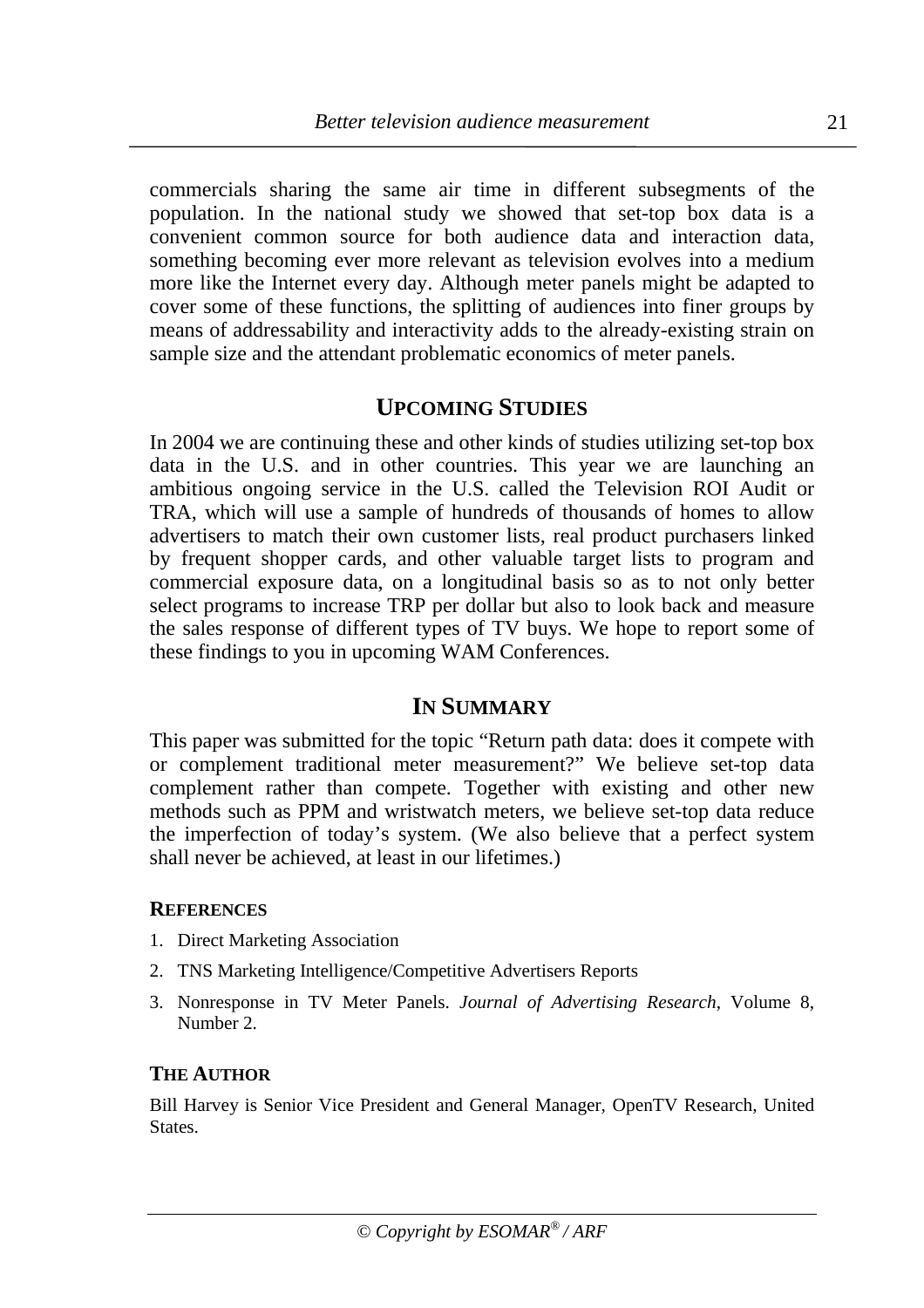commercials sharing the same air time in different subsegments of the population. In the national study we showed that set-top box data is a convenient common source for both audience data and interaction data, something becoming ever more relevant as television evolves into a medium more like the Internet every day. Although meter panels might be adapted to cover some of these functions, the splitting of audiences into finer groups by means of addressability and interactivity adds to the already-existing strain on sample size and the attendant problematic economics of meter panels.

## UPCOMING STUDIES

In 2004 we are continuing these and other kinds of studies utilizing set-top box data in the U.S. and in other countries. This year we are launching an ambitious ongoing service in the U.S. called the Television ROI Audit or TRA, which will use a sample of hundreds of thousands of homes to allow advertisers to match their own customer lists, real product purchasers linked by frequent shopper cards, and other valuable target lists to program and commercial exposure data, on a longitudinal basis so as to not only better select programs to increase TRP per dollar but also to look back and measure the sales response of different types of TV buys. We hope to report some of these findings to you in upcoming WAM Conferences.

## IN SUMMARY

This paper was submitted for the topic "Return path data: does it compete with or complement traditional meter measurement?" We believe set-top data complement rather than compete. Together with existing and other new methods such as PPM and wristwatch meters, we believe set-top data reduce the imperfection of today's system. (We also believe that a perfect system shall never be achieved, at least in our lifetimes.)

### REFERENCES

1. Direct Marketing Association
2. TNS Marketing Intelligence/Competitive Advertisers Reports
3. Nonresponse in TV Meter Panels. *Journal of Advertising Research*, Volume 8, Number 2.

### THE AUTHOR

Bill Harvey is Senior Vice President and General Manager, OpenTV Research, United States.

*© Copyright by ESOMAR® / ARF*